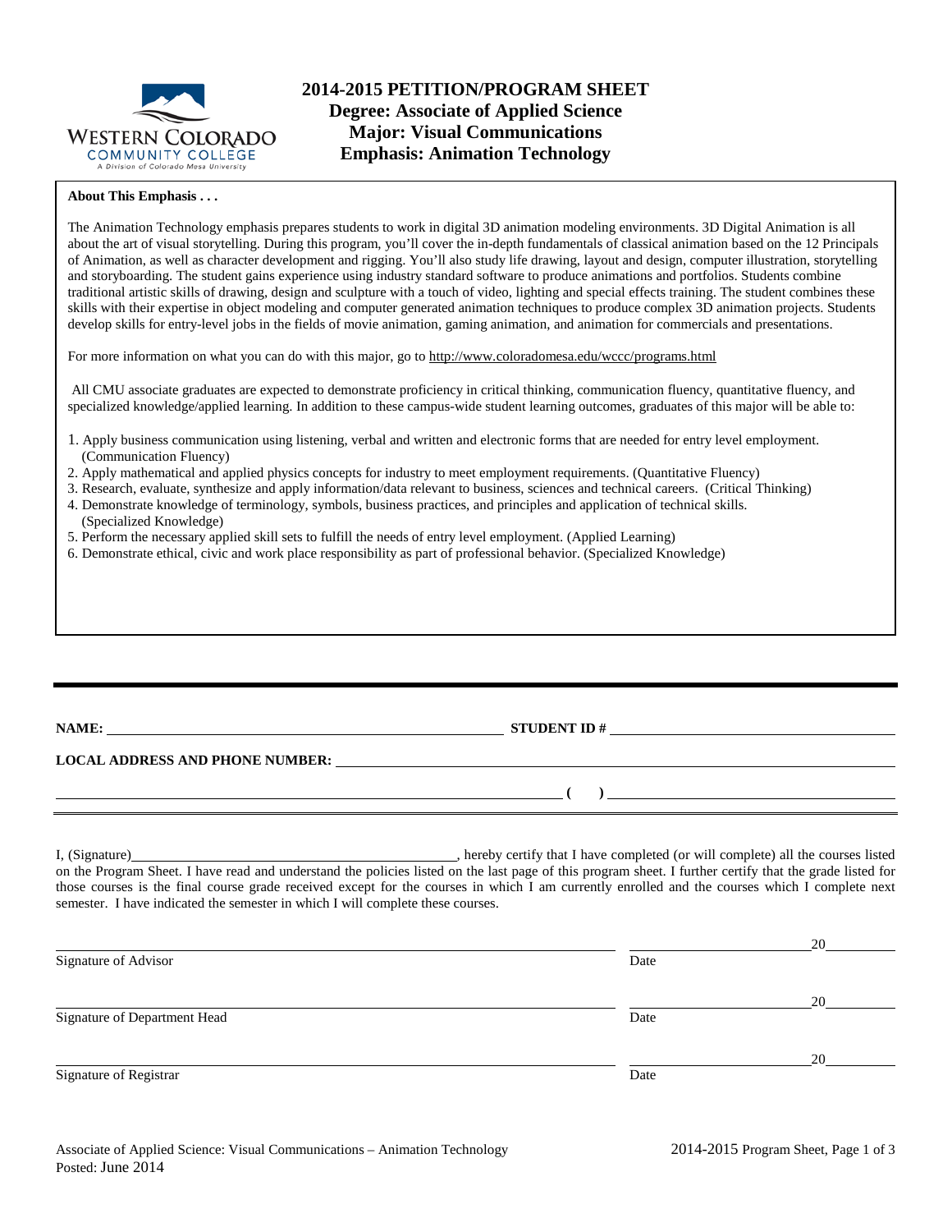WESTERN COLORADO COMMUNITY COLLEGE
A Division of Colorado Mesa University

# 2014-2015 PETITION/PROGRAM SHEET
## Degree: Associate of Applied Science
## Major: Visual Communications
## Emphasis: Animation Technology

**About This Emphasis . . .**

The Animation Technology emphasis prepares students to work in digital 3D animation modeling environments. 3D Digital Animation is all about the art of visual storytelling. During this program, you'll cover the in-depth fundamentals of classical animation based on the 12 Principals of Animation, as well as character development and rigging. You'll also study life drawing, layout and design, computer illustration, storytelling and storyboarding. The student gains experience using industry standard software to produce animations and portfolios. Students combine traditional artistic skills of drawing, design and sculpture with a touch of video, lighting and special effects training. The student combines these skills with their expertise in object modeling and computer generated animation techniques to produce complex 3D animation projects. Students develop skills for entry-level jobs in the fields of movie animation, gaming animation, and animation for commercials and presentations.

For more information on what you can do with this major, go to http://www.coloradomesa.edu/wccc/programs.html

All CMU associate graduates are expected to demonstrate proficiency in critical thinking, communication fluency, quantitative fluency, and specialized knowledge/applied learning. In addition to these campus-wide student learning outcomes, graduates of this major will be able to:

1. Apply business communication using listening, verbal and written and electronic forms that are needed for entry level employment. (Communication Fluency)
2. Apply mathematical and applied physics concepts for industry to meet employment requirements. (Quantitative Fluency)
3. Research, evaluate, synthesize and apply information/data relevant to business, sciences and technical careers. (Critical Thinking)
4. Demonstrate knowledge of terminology, symbols, business practices, and principles and application of technical skills. (Specialized Knowledge)
5. Perform the necessary applied skill sets to fulfill the needs of entry level employment. (Applied Learning)
6. Demonstrate ethical, civic and work place responsibility as part of professional behavior. (Specialized Knowledge)

---

**NAME:** ______________________________ **STUDENT ID #** ______________________________

**LOCAL ADDRESS AND PHONE NUMBER:** ______________________________

______________________________ **( )** ______________________________

I, (Signature)______________________________, hereby certify that I have completed (or will complete) all the courses listed on the Program Sheet. I have read and understand the policies listed on the last page of this program sheet. I further certify that the grade listed for those courses is the final course grade received except for the courses in which I am currently enrolled and the courses which I complete next semester. I have indicated the semester in which I will complete these courses.

______________________________ ______________20______
Signature of Advisor Date

______________________________ ______________20______
Signature of Department Head Date

______________________________ ______________20______
Signature of Registrar Date

Associate of Applied Science: Visual Communications – Animation Technology
Posted: June 2014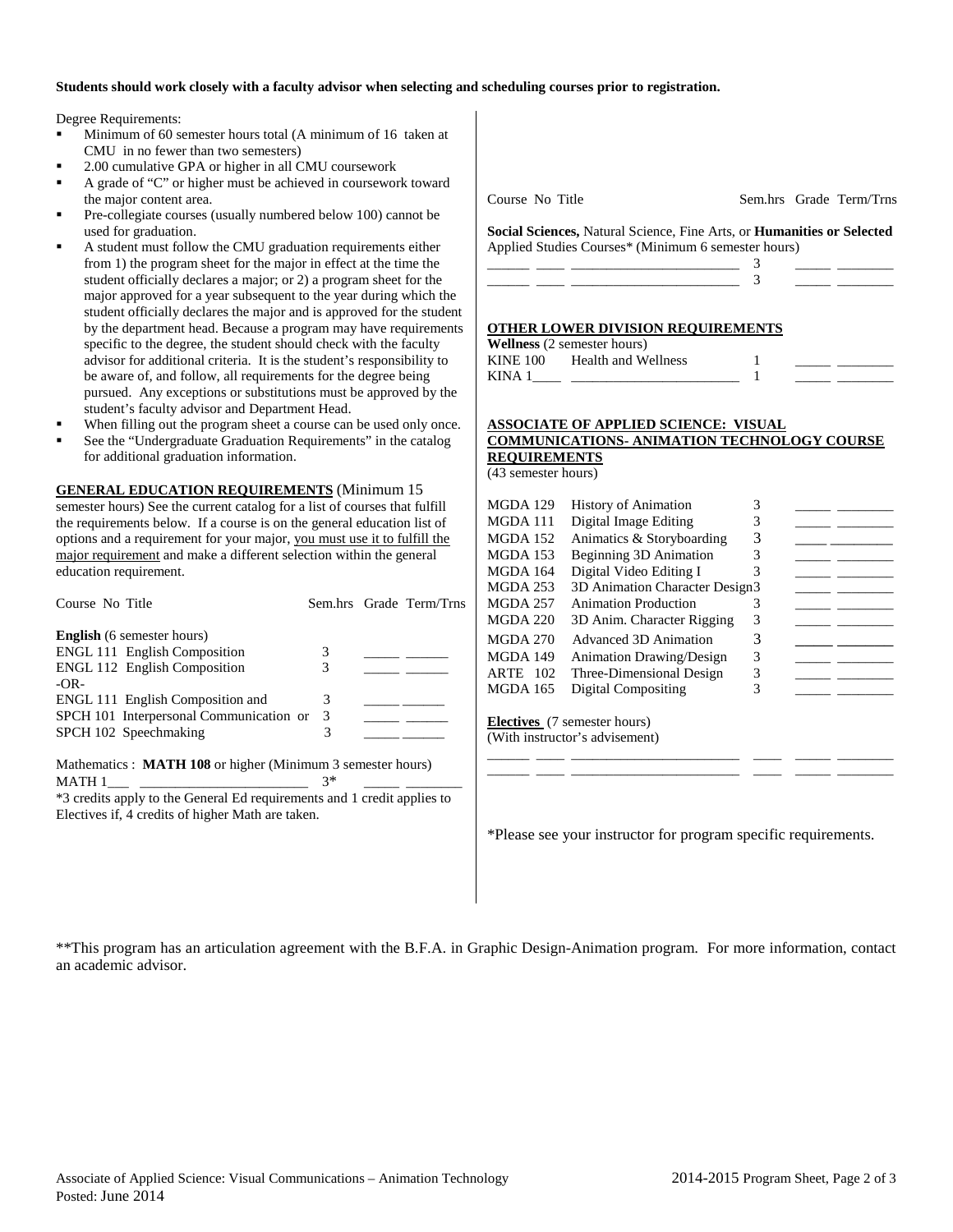**Students should work closely with a faculty advisor when selecting and scheduling courses prior to registration.**

Degree Requirements:

- Minimum of 60 semester hours total (A minimum of 16 taken at CMU in no fewer than two semesters)
- 2.00 cumulative GPA or higher in all CMU coursework
- A grade of "C" or higher must be achieved in coursework toward the major content area.
- Pre-collegiate courses (usually numbered below 100) cannot be used for graduation.
- A student must follow the CMU graduation requirements either from 1) the program sheet for the major in effect at the time the student officially declares a major; or 2) a program sheet for the major approved for a year subsequent to the year during which the student officially declares the major and is approved for the student by the department head. Because a program may have requirements specific to the degree, the student should check with the faculty advisor for additional criteria. It is the student's responsibility to be aware of, and follow, all requirements for the degree being pursued. Any exceptions or substitutions must be approved by the student's faculty advisor and Department Head.
- When filling out the program sheet a course can be used only once.
- See the "Undergraduate Graduation Requirements" in the catalog for additional graduation information.

**GENERAL EDUCATION REQUIREMENTS** (Minimum 15 semester hours) See the current catalog for a list of courses that fulfill the requirements below. If a course is on the general education list of options and a requirement for your major, you must use it to fulfill the major requirement and make a different selection within the general education requirement.

| Course No | Title | Sem.hrs | Grade | Term/Trns |
|---|---|---|---|---|
| **English** (6 semester hours) | | | | |
| ENGL 111 | English Composition | 3 | _____ | ______ |
| ENGL 112 | English Composition | 3 | _____ | ______ |
| -OR- | | | | |
| ENGL 111 | English Composition and | 3 | _____ | ______ |
| SPCH 101 | Interpersonal Communication or | 3 | _____ | ______ |
| SPCH 102 | Speechmaking | 3 | _____ | ______ |

Mathematics : **MATH 108** or higher (Minimum 3 semester hours)

| Course No | Title | Sem.hrs | Grade | Term/Trns |
|---|---|---|---|---|
| MATH 1___ | ______________________ | 3* | _____ | ________ |

*3 credits apply to the General Ed requirements and 1 credit applies to Electives if, 4 credits of higher Math are taken.

| Course No | Title | Sem.hrs | Grade | Term/Trns |
|---|---|---|---|---|
| **Social Sciences,** Natural Science, Fine Arts, or **Humanities or Selected** Applied Studies Courses* (Minimum 6 semester hours) | | | | |
| ______ ____ | ______________________ | 3 | _____ | ________ |
| ______ ____ | ______________________ | 3 | _____ | ________ |

**OTHER LOWER DIVISION REQUIREMENTS**

| Course No | Title | Sem.hrs | Grade | Term/Trns |
|---|---|---|---|---|
| **Wellness** (2 semester hours) | | | | |
| KINE 100 | Health and Wellness | 1 | _____ | ________ |
| KINA 1____ | ______________________ | 1 | _____ | ________ |

**ASSOCIATE OF APPLIED SCIENCE: VISUAL COMMUNICATIONS- ANIMATION TECHNOLOGY COURSE REQUIREMENTS**
(43 semester hours)

| Course No | Title | Sem.hrs | Grade | Term/Trns |
|---|---|---|---|---|
| MGDA 129 | History of Animation | 3 | _____ | ________ |
| MGDA 111 | Digital Image Editing | 3 | _____ | ________ |
| MGDA 152 | Animatics & Storyboarding | 3 | _____ | ________ |
| MGDA 153 | Beginning 3D Animation | 3 | _____ | ________ |
| MGDA 164 | Digital Video Editing I | 3 | _____ | ________ |
| MGDA 253 | 3D Animation Character Design | 3 | _____ | ________ |
| MGDA 257 | Animation Production | 3 | _____ | ________ |
| MGDA 220 | 3D Anim. Character Rigging | 3 | _____ | ________ |
| MGDA 270 | Advanced 3D Animation | 3 | _____ | ________ |
| MGDA 149 | Animation Drawing/Design | 3 | _____ | ________ |
| ARTE 102 | Three-Dimensional Design | 3 | _____ | ________ |
| MGDA 165 | Digital Compositing | 3 | _____ | ________ |

**Electives** (7 semester hours)
(With instructor's advisement)

| Course No | Title | Sem.hrs | Grade | Term/Trns |
|---|---|---|---|---|
| ______ ____ | ______________________ | ____ | _____ | ________ |
| ______ ____ | ______________________ | ____ | _____ | ________ |

*Please see your instructor for program specific requirements.

**This program has an articulation agreement with the B.F.A. in Graphic Design-Animation program. For more information, contact an academic advisor.

Associate of Applied Science: Visual Communications – Animation Technology
Posted: June 2014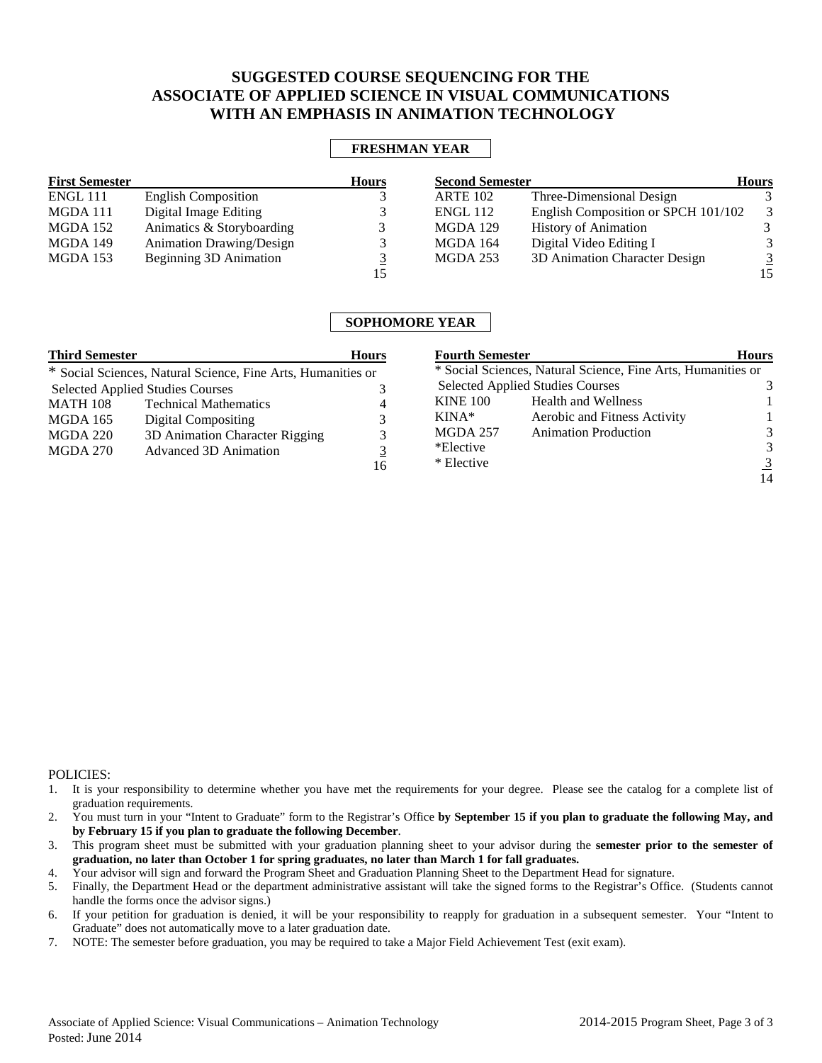# SUGGESTED COURSE SEQUENCING FOR THE ASSOCIATE OF APPLIED SCIENCE IN VISUAL COMMUNICATIONS WITH AN EMPHASIS IN ANIMATION TECHNOLOGY

## FRESHMAN YEAR

| First Semester | | Hours |
|---|---|---|
| ENGL 111 | English Composition | 3 |
| MGDA 111 | Digital Image Editing | 3 |
| MGDA 152 | Animatics & Storyboarding | 3 |
| MGDA 149 | Animation Drawing/Design | 3 |
| MGDA 153 | Beginning 3D Animation | 3 |
| | | 15 |

| Second Semester | | Hours |
|---|---|---|
| ARTE 102 | Three-Dimensional Design | 3 |
| ENGL 112 | English Composition or SPCH 101/102 | 3 |
| MGDA 129 | History of Animation | 3 |
| MGDA 164 | Digital Video Editing I | 3 |
| MGDA 253 | 3D Animation Character Design | 3 |
| | | 15 |

## SOPHOMORE YEAR

| Third Semester | | Hours |
|---|---|---|
| * Social Sciences, Natural Science, Fine Arts, Humanities or Selected Applied Studies Courses | | 3 |
| MATH 108 | Technical Mathematics | 4 |
| MGDA 165 | Digital Compositing | 3 |
| MGDA 220 | 3D Animation Character Rigging | 3 |
| MGDA 270 | Advanced 3D Animation | 3 |
| | | 16 |

| Fourth Semester | | Hours |
|---|---|---|
| * Social Sciences, Natural Science, Fine Arts, Humanities or Selected Applied Studies Courses | | 3 |
| KINE 100 | Health and Wellness | 1 |
| KINA* | Aerobic and Fitness Activity | 1 |
| MGDA 257 | Animation Production | 3 |
| *Elective | | 3 |
| * Elective | | 3 |
| | | 14 |

POLICIES:

1. It is your responsibility to determine whether you have met the requirements for your degree. Please see the catalog for a complete list of graduation requirements.
2. You must turn in your "Intent to Graduate" form to the Registrar's Office **by September 15 if you plan to graduate the following May, and by February 15 if you plan to graduate the following December**.
3. This program sheet must be submitted with your graduation planning sheet to your advisor during the **semester prior to the semester of graduation, no later than October 1 for spring graduates, no later than March 1 for fall graduates.**
4. Your advisor will sign and forward the Program Sheet and Graduation Planning Sheet to the Department Head for signature.
5. Finally, the Department Head or the department administrative assistant will take the signed forms to the Registrar's Office. (Students cannot handle the forms once the advisor signs.)
6. If your petition for graduation is denied, it will be your responsibility to reapply for graduation in a subsequent semester. Your "Intent to Graduate" does not automatically move to a later graduation date.
7. NOTE: The semester before graduation, you may be required to take a Major Field Achievement Test (exit exam).

Associate of Applied Science: Visual Communications – Animation Technology
Posted: June 2014